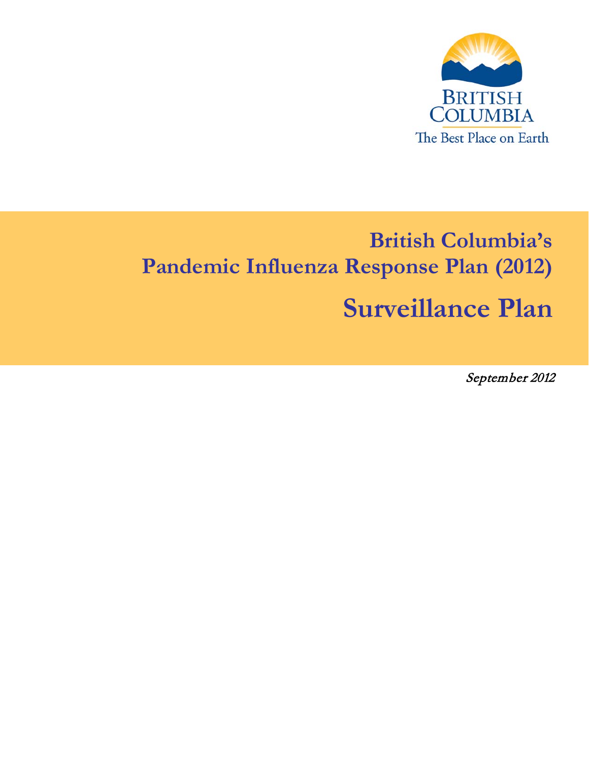BRITISH COLUMBIA

The Best Place on Earth

# British Columbia's Pandemic Influenza Response Plan (2012)

# Surveillance Plan

*September 2012*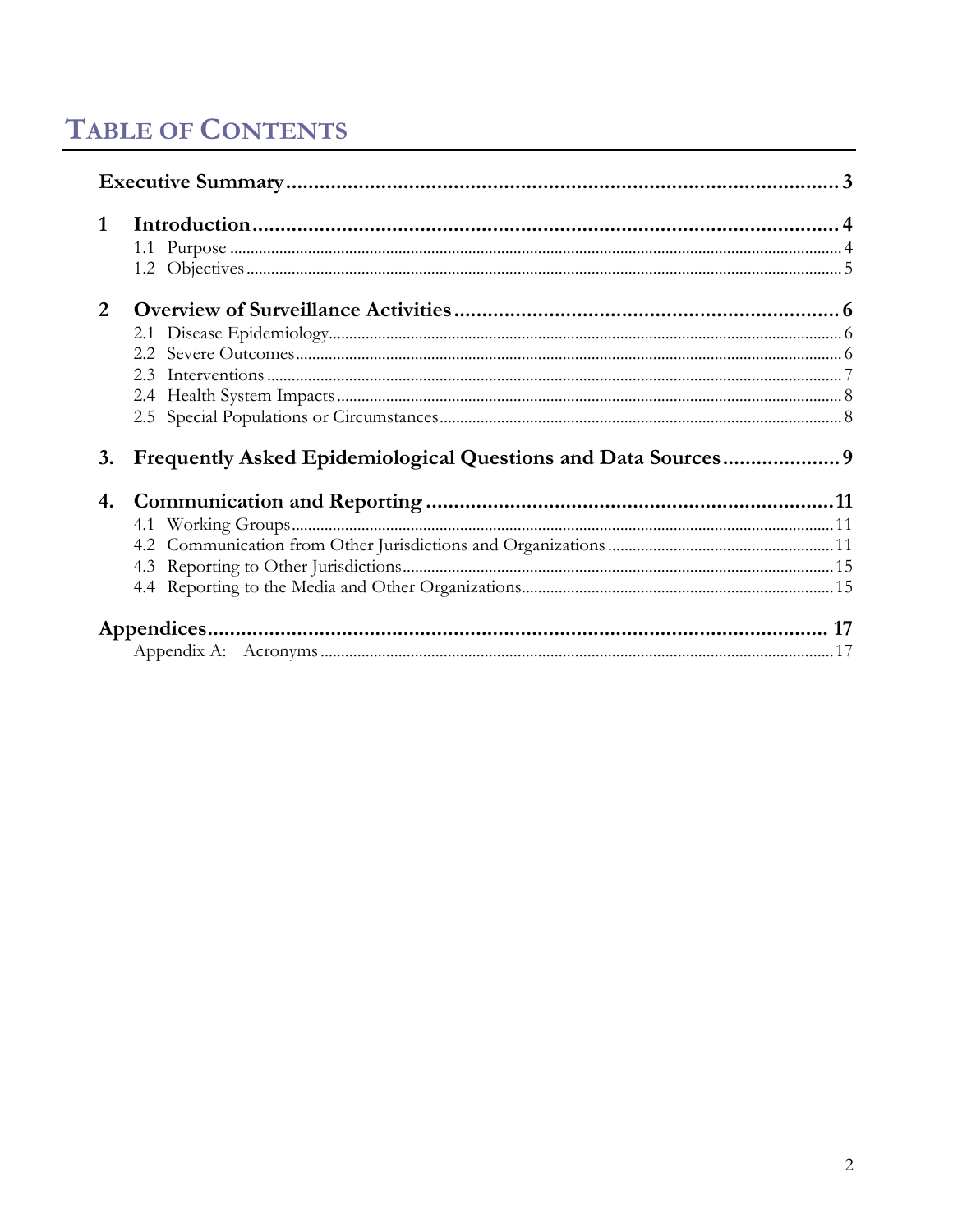# TABLE OF CONTENTS

**Executive Summary** .......... 3

**1 Introduction** .......... 4

- 1.1 Purpose .......... 4
- 1.2 Objectives .......... 5

**2 Overview of Surveillance Activities** .......... 6

- 2.1 Disease Epidemiology .......... 6
- 2.2 Severe Outcomes .......... 6
- 2.3 Interventions .......... 7
- 2.4 Health System Impacts .......... 8
- 2.5 Special Populations or Circumstances .......... 8

**3. Frequently Asked Epidemiological Questions and Data Sources** .......... 9

**4. Communication and Reporting** .......... 11

- 4.1 Working Groups .......... 11
- 4.2 Communication from Other Jurisdictions and Organizations .......... 11
- 4.3 Reporting to Other Jurisdictions .......... 15
- 4.4 Reporting to the Media and Other Organizations .......... 15

**Appendices** .......... 17

- Appendix A: Acronyms .......... 17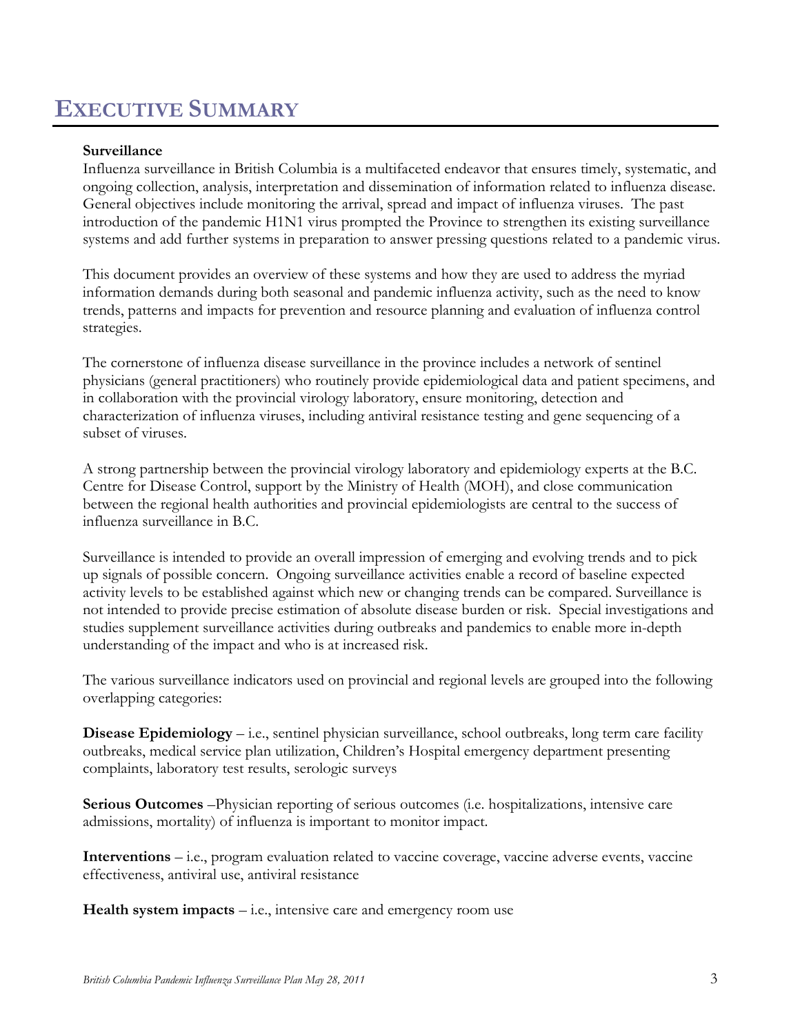# EXECUTIVE SUMMARY

**Surveillance**

Influenza surveillance in British Columbia is a multifaceted endeavor that ensures timely, systematic, and ongoing collection, analysis, interpretation and dissemination of information related to influenza disease. General objectives include monitoring the arrival, spread and impact of influenza viruses. The past introduction of the pandemic H1N1 virus prompted the Province to strengthen its existing surveillance systems and add further systems in preparation to answer pressing questions related to a pandemic virus.

This document provides an overview of these systems and how they are used to address the myriad information demands during both seasonal and pandemic influenza activity, such as the need to know trends, patterns and impacts for prevention and resource planning and evaluation of influenza control strategies.

The cornerstone of influenza disease surveillance in the province includes a network of sentinel physicians (general practitioners) who routinely provide epidemiological data and patient specimens, and in collaboration with the provincial virology laboratory, ensure monitoring, detection and characterization of influenza viruses, including antiviral resistance testing and gene sequencing of a subset of viruses.

A strong partnership between the provincial virology laboratory and epidemiology experts at the B.C. Centre for Disease Control, support by the Ministry of Health (MOH), and close communication between the regional health authorities and provincial epidemiologists are central to the success of influenza surveillance in B.C.

Surveillance is intended to provide an overall impression of emerging and evolving trends and to pick up signals of possible concern. Ongoing surveillance activities enable a record of baseline expected activity levels to be established against which new or changing trends can be compared. Surveillance is not intended to provide precise estimation of absolute disease burden or risk. Special investigations and studies supplement surveillance activities during outbreaks and pandemics to enable more in-depth understanding of the impact and who is at increased risk.

The various surveillance indicators used on provincial and regional levels are grouped into the following overlapping categories:

**Disease Epidemiology** – i.e., sentinel physician surveillance, school outbreaks, long term care facility outbreaks, medical service plan utilization, Children's Hospital emergency department presenting complaints, laboratory test results, serologic surveys

**Serious Outcomes** –Physician reporting of serious outcomes (i.e. hospitalizations, intensive care admissions, mortality) of influenza is important to monitor impact.

**Interventions** – i.e., program evaluation related to vaccine coverage, vaccine adverse events, vaccine effectiveness, antiviral use, antiviral resistance

**Health system impacts** – i.e., intensive care and emergency room use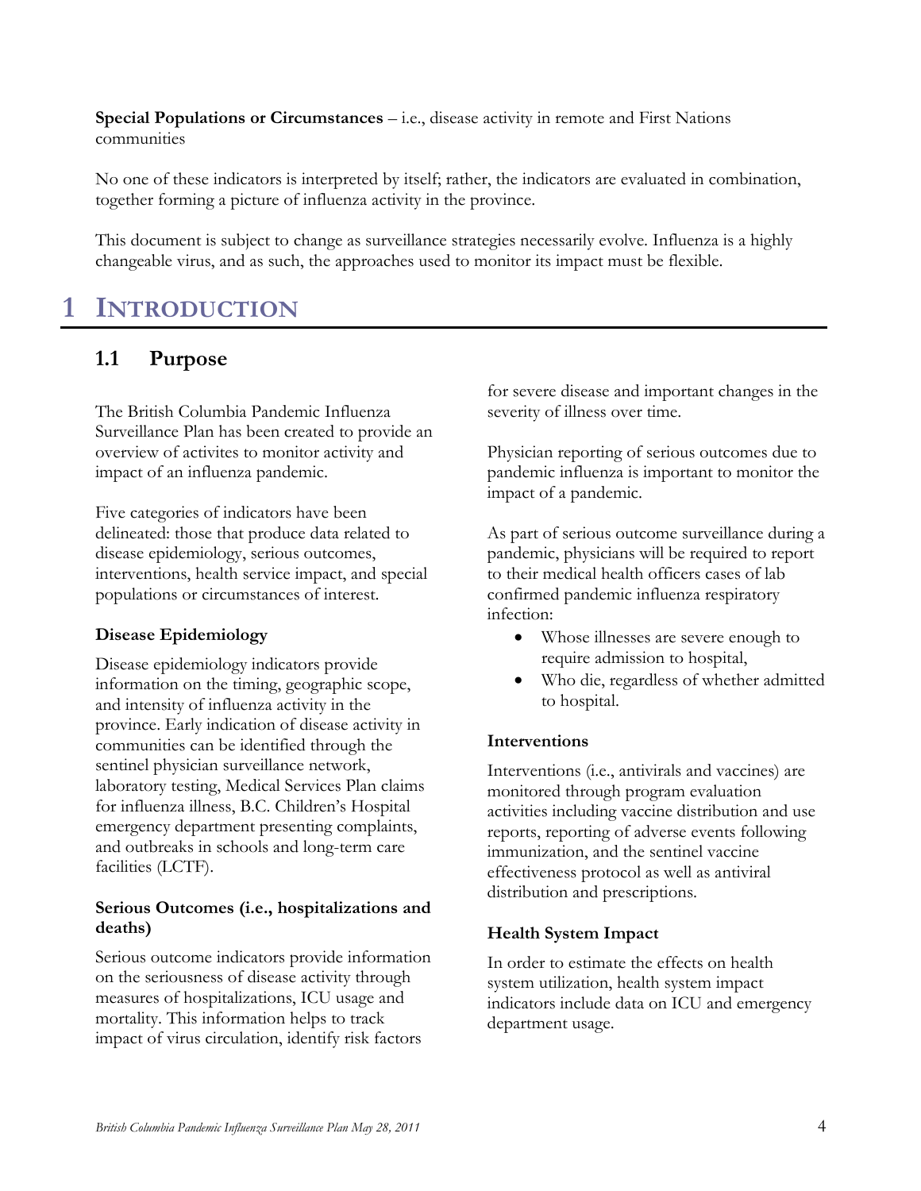**Special Populations or Circumstances** – i.e., disease activity in remote and First Nations communities

No one of these indicators is interpreted by itself; rather, the indicators are evaluated in combination, together forming a picture of influenza activity in the province.

This document is subject to change as surveillance strategies necessarily evolve. Influenza is a highly changeable virus, and as such, the approaches used to monitor its impact must be flexible.

# 1 INTRODUCTION

## 1.1 Purpose

The British Columbia Pandemic Influenza Surveillance Plan has been created to provide an overview of activites to monitor activity and impact of an influenza pandemic.

Five categories of indicators have been delineated: those that produce data related to disease epidemiology, serious outcomes, interventions, health service impact, and special populations or circumstances of interest.

### Disease Epidemiology

Disease epidemiology indicators provide information on the timing, geographic scope, and intensity of influenza activity in the province. Early indication of disease activity in communities can be identified through the sentinel physician surveillance network, laboratory testing, Medical Services Plan claims for influenza illness, B.C. Children's Hospital emergency department presenting complaints, and outbreaks in schools and long-term care facilities (LCTF).

### Serious Outcomes (i.e., hospitalizations and deaths)

Serious outcome indicators provide information on the seriousness of disease activity through measures of hospitalizations, ICU usage and mortality. This information helps to track impact of virus circulation, identify risk factors for severe disease and important changes in the severity of illness over time.

Physician reporting of serious outcomes due to pandemic influenza is important to monitor the impact of a pandemic.

As part of serious outcome surveillance during a pandemic, physicians will be required to report to their medical health officers cases of lab confirmed pandemic influenza respiratory infection:

- Whose illnesses are severe enough to require admission to hospital,
- Who die, regardless of whether admitted to hospital.

### Interventions

Interventions (i.e., antivirals and vaccines) are monitored through program evaluation activities including vaccine distribution and use reports, reporting of adverse events following immunization, and the sentinel vaccine effectiveness protocol as well as antiviral distribution and prescriptions.

### Health System Impact

In order to estimate the effects on health system utilization, health system impact indicators include data on ICU and emergency department usage.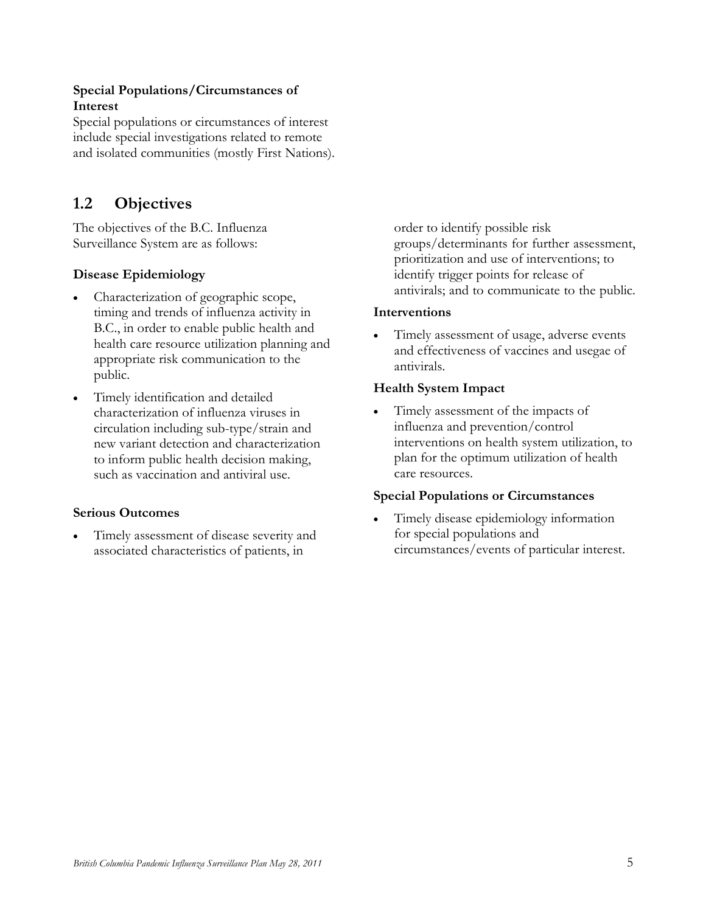**Special Populations/Circumstances of Interest**

Special populations or circumstances of interest include special investigations related to remote and isolated communities (mostly First Nations).

## 1.2 Objectives

The objectives of the B.C. Influenza Surveillance System are as follows:

### Disease Epidemiology

- Characterization of geographic scope, timing and trends of influenza activity in B.C., in order to enable public health and health care resource utilization planning and appropriate risk communication to the public.
- Timely identification and detailed characterization of influenza viruses in circulation including sub-type/strain and new variant detection and characterization to inform public health decision making, such as vaccination and antiviral use.

### Serious Outcomes

- Timely assessment of disease severity and associated characteristics of patients, in order to identify possible risk groups/determinants for further assessment, prioritization and use of interventions; to identify trigger points for release of antivirals; and to communicate to the public.

### Interventions

- Timely assessment of usage, adverse events and effectiveness of vaccines and usegae of antivirals.

### Health System Impact

- Timely assessment of the impacts of influenza and prevention/control interventions on health system utilization, to plan for the optimum utilization of health care resources.

### Special Populations or Circumstances

- Timely disease epidemiology information for special populations and circumstances/events of particular interest.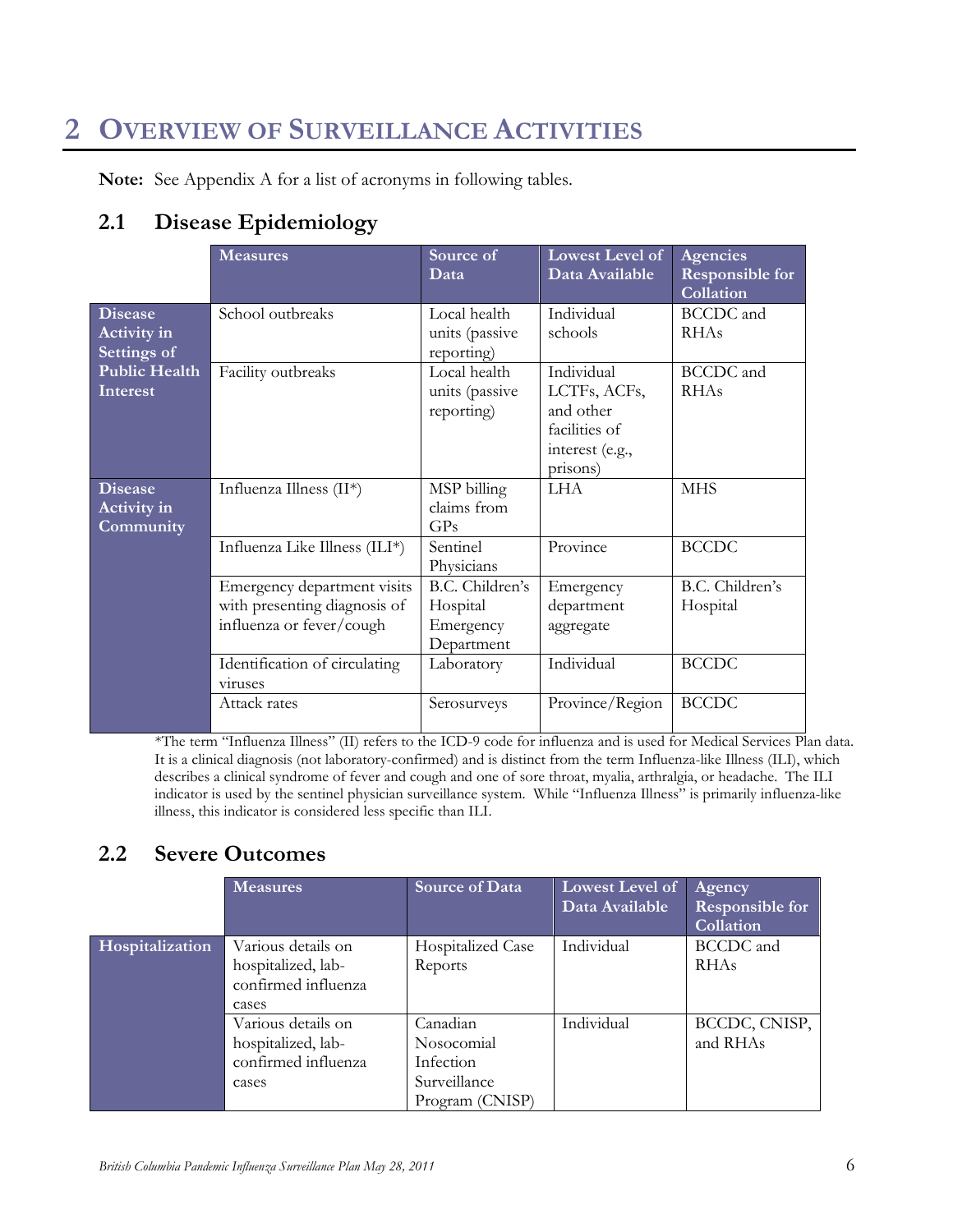# 2 Overview of Surveillance Activities

**Note:** See Appendix A for a list of acronyms in following tables.

## 2.1 Disease Epidemiology

| | Measures | Source of Data | Lowest Level of Data Available | Agencies Responsible for Collation |
|---|---|---|---|---|
| **Disease Activity in Settings of Public Health Interest** | School outbreaks | Local health units (passive reporting) | Individual schools | BCCDC and RHAs |
| | Facility outbreaks | Local health units (passive reporting) | Individual LCTFs, ACFs, and other facilities of interest (e.g., prisons) | BCCDC and RHAs |
| **Disease Activity in Community** | Influenza Illness (II*) | MSP billing claims from GPs | LHA | MHS |
| | Influenza Like Illness (ILI*) | Sentinel Physicians | Province | BCCDC |
| | Emergency department visits with presenting diagnosis of influenza or fever/cough | B.C. Children's Hospital Emergency Department | Emergency department aggregate | B.C. Children's Hospital |
| | Identification of circulating viruses | Laboratory | Individual | BCCDC |
| | Attack rates | Serosurveys | Province/Region | BCCDC |

*The term "Influenza Illness" (II) refers to the ICD-9 code for influenza and is used for Medical Services Plan data. It is a clinical diagnosis (not laboratory-confirmed) and is distinct from the term Influenza-like Illness (ILI), which describes a clinical syndrome of fever and cough and one of sore throat, myalia, arthralgia, or headache. The ILI indicator is used by the sentinel physician surveillance system. While "Influenza Illness" is primarily influenza-like illness, this indicator is considered less specific than ILI.

## 2.2 Severe Outcomes

| | Measures | Source of Data | Lowest Level of Data Available | Agency Responsible for Collation |
|---|---|---|---|---|
| **Hospitalization** | Various details on hospitalized, lab-confirmed influenza cases | Hospitalized Case Reports | Individual | BCCDC and RHAs |
| | Various details on hospitalized, lab-confirmed influenza cases | Canadian Nosocomial Infection Surveillance Program (CNISP) | Individual | BCCDC, CNISP, and RHAs |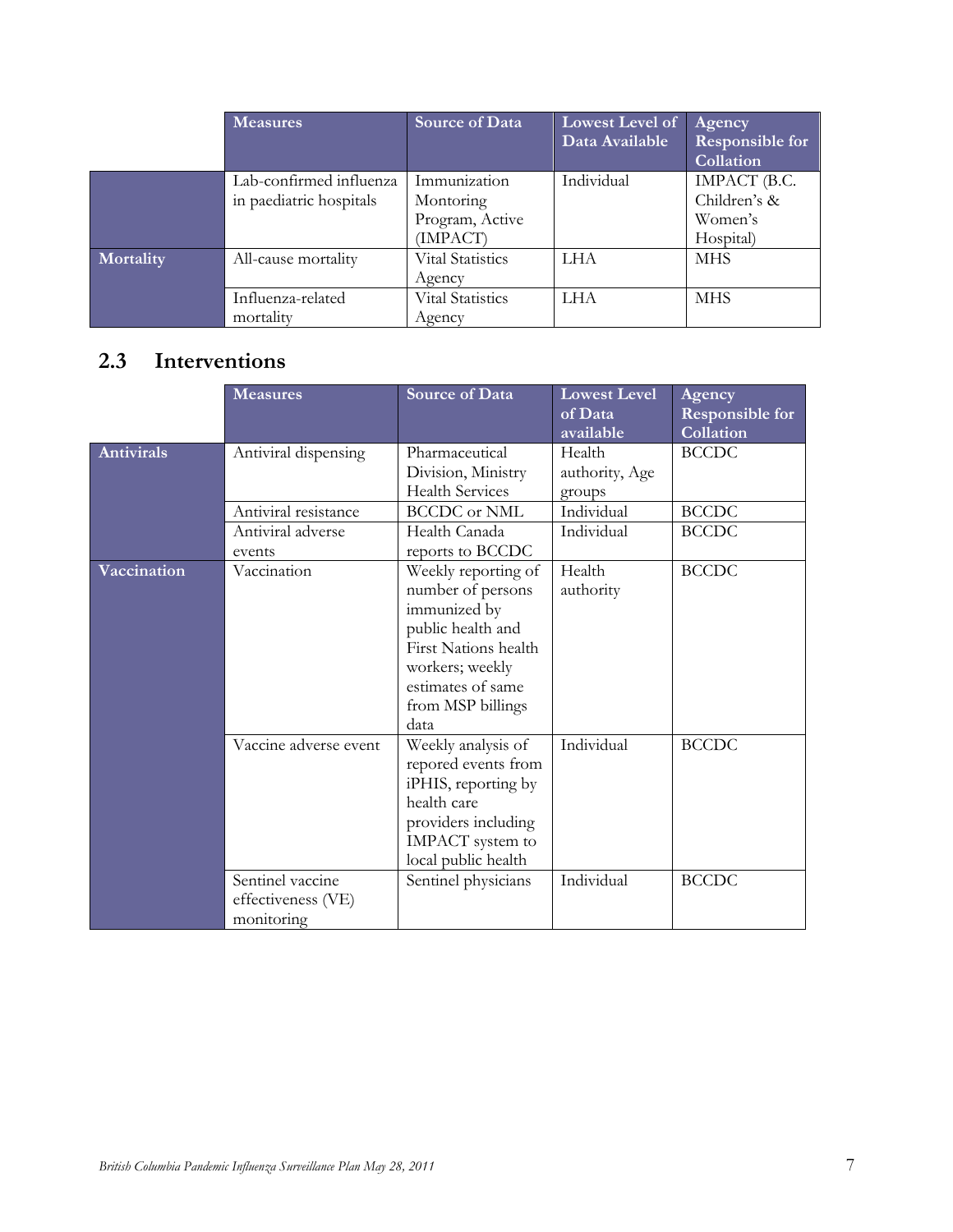| | Measures | Source of Data | Lowest Level of Data Available | Agency Responsible for Collation |
|---|---|---|---|---|
| | Lab-confirmed influenza in paediatric hospitals | Immunization Montoring Program, Active (IMPACT) | Individual | IMPACT (B.C. Children's & Women's Hospital) |
| **Mortality** | All-cause mortality | Vital Statistics Agency | LHA | MHS |
| | Influenza-related mortality | Vital Statistics Agency | LHA | MHS |

## 2.3 Interventions

| | Measures | Source of Data | Lowest Level of Data available | Agency Responsible for Collation |
|---|---|---|---|---|
| **Antivirals** | Antiviral dispensing | Pharmaceutical Division, Ministry Health Services | Health authority, Age groups | BCCDC |
| | Antiviral resistance | BCCDC or NML | Individual | BCCDC |
| | Antiviral adverse events | Health Canada reports to BCCDC | Individual | BCCDC |
| **Vaccination** | Vaccination | Weekly reporting of number of persons immunized by public health and First Nations health workers; weekly estimates of same from MSP billings data | Health authority | BCCDC |
| | Vaccine adverse event | Weekly analysis of repored events from iPHIS, reporting by health care providers including IMPACT system to local public health | Individual | BCCDC |
| | Sentinel vaccine effectiveness (VE) monitoring | Sentinel physicians | Individual | BCCDC |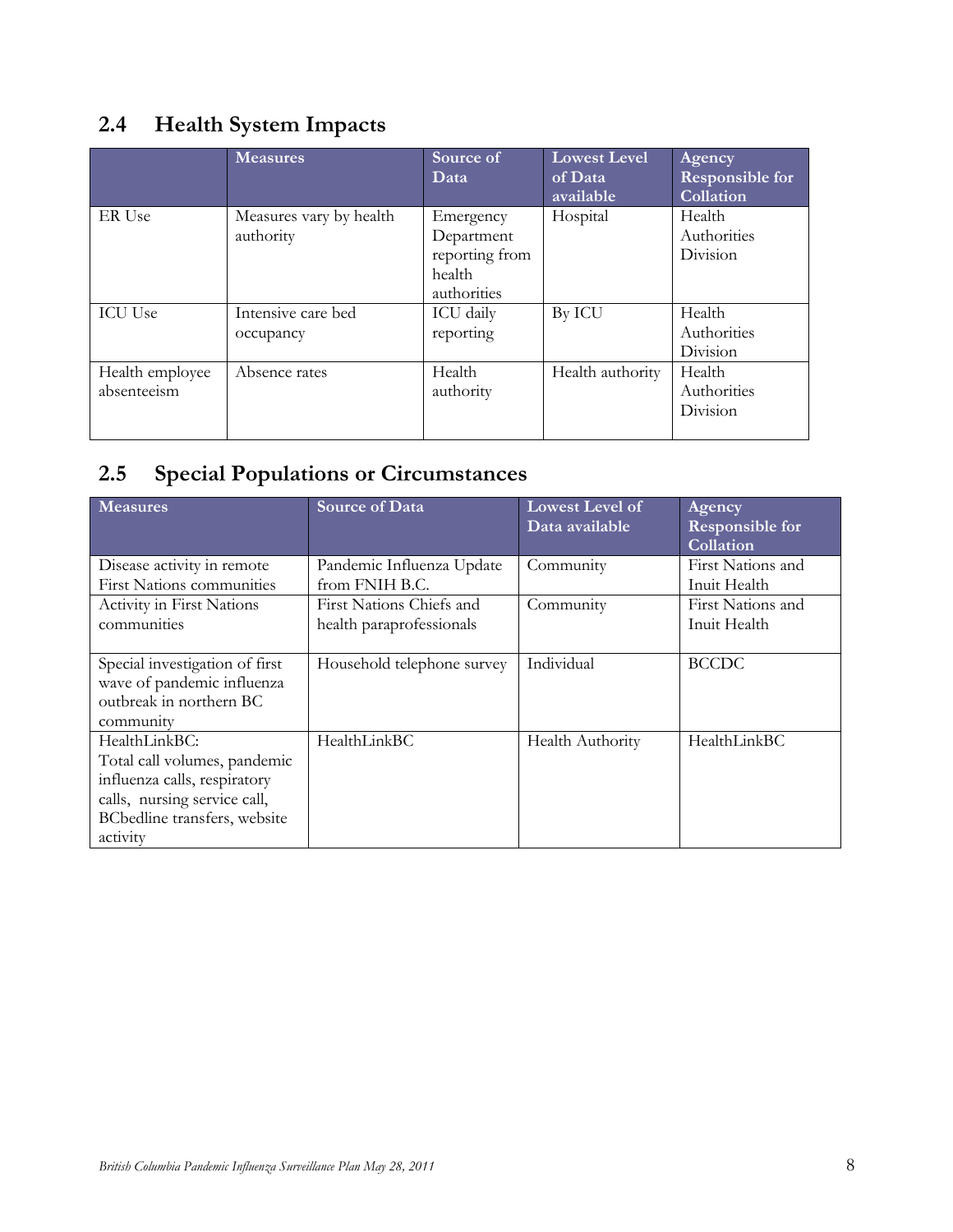## 2.4 Health System Impacts

| | Measures | Source of Data | Lowest Level of Data available | Agency Responsible for Collation |
|---|---|---|---|---|
| ER Use | Measures vary by health authority | Emergency Department reporting from health authorities | Hospital | Health Authorities Division |
| ICU Use | Intensive care bed occupancy | ICU daily reporting | By ICU | Health Authorities Division |
| Health employee absenteeism | Absence rates | Health authority | Health authority | Health Authorities Division |

## 2.5 Special Populations or Circumstances

| Measures | Source of Data | Lowest Level of Data available | Agency Responsible for Collation |
|---|---|---|---|
| Disease activity in remote First Nations communities | Pandemic Influenza Update from FNIH B.C. | Community | First Nations and Inuit Health |
| Activity in First Nations communities | First Nations Chiefs and health paraprofessionals | Community | First Nations and Inuit Health |
| Special investigation of first wave of pandemic influenza outbreak in northern BC community | Household telephone survey | Individual | BCCDC |
| HealthLinkBC: Total call volumes, pandemic influenza calls, respiratory calls, nursing service call, BCbedline transfers, website activity | HealthLinkBC | Health Authority | HealthLinkBC |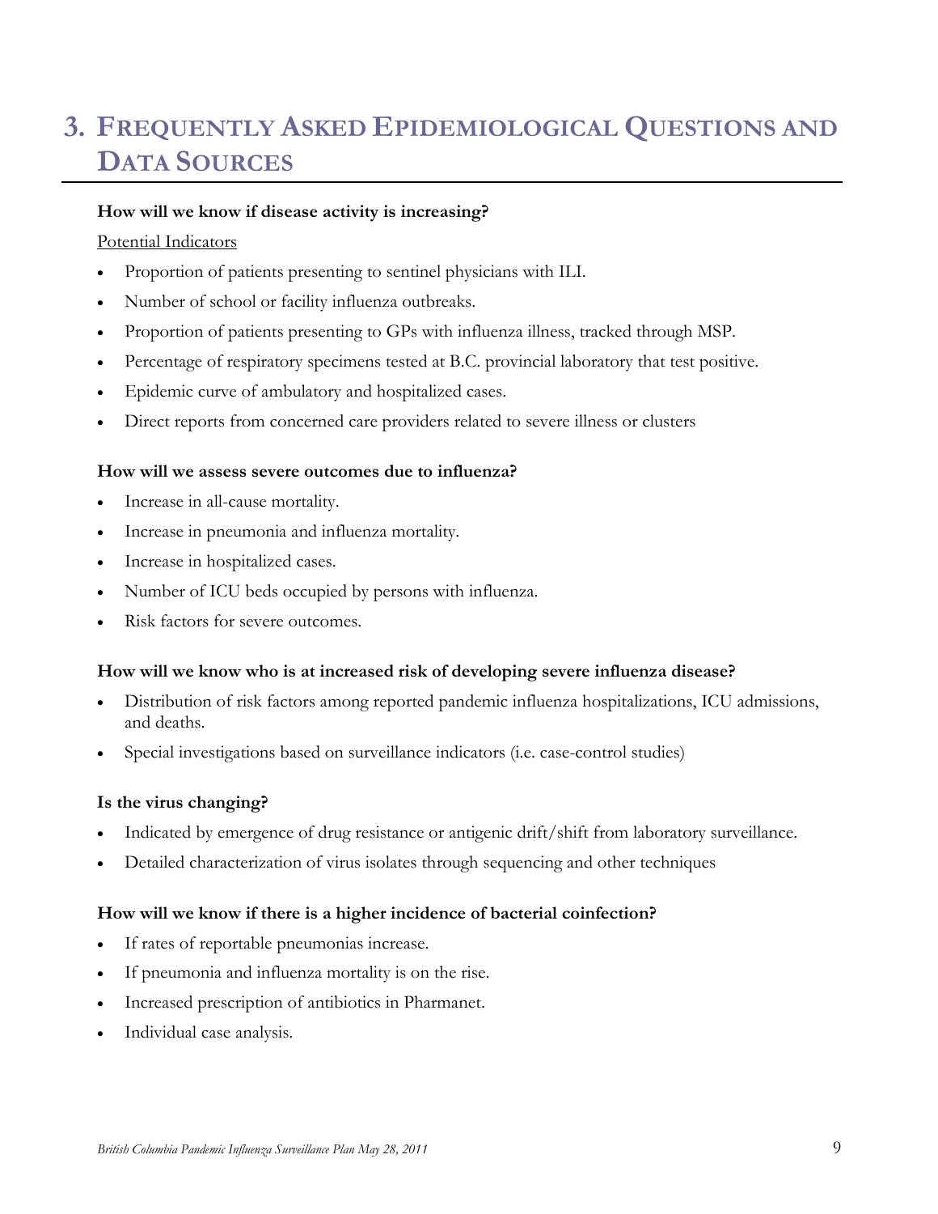# 3. Frequently Asked Epidemiological Questions and Data Sources

**How will we know if disease activity is increasing?**

Potential Indicators

- Proportion of patients presenting to sentinel physicians with ILI.
- Number of school or facility influenza outbreaks.
- Proportion of patients presenting to GPs with influenza illness, tracked through MSP.
- Percentage of respiratory specimens tested at B.C. provincial laboratory that test positive.
- Epidemic curve of ambulatory and hospitalized cases.
- Direct reports from concerned care providers related to severe illness or clusters

**How will we assess severe outcomes due to influenza?**

- Increase in all-cause mortality.
- Increase in pneumonia and influenza mortality.
- Increase in hospitalized cases.
- Number of ICU beds occupied by persons with influenza.
- Risk factors for severe outcomes.

**How will we know who is at increased risk of developing severe influenza disease?**

- Distribution of risk factors among reported pandemic influenza hospitalizations, ICU admissions, and deaths.
- Special investigations based on surveillance indicators (i.e. case-control studies)

**Is the virus changing?**

- Indicated by emergence of drug resistance or antigenic drift/shift from laboratory surveillance.
- Detailed characterization of virus isolates through sequencing and other techniques

**How will we know if there is a higher incidence of bacterial coinfection?**

- If rates of reportable pneumonias increase.
- If pneumonia and influenza mortality is on the rise.
- Increased prescription of antibiotics in Pharmanet.
- Individual case analysis.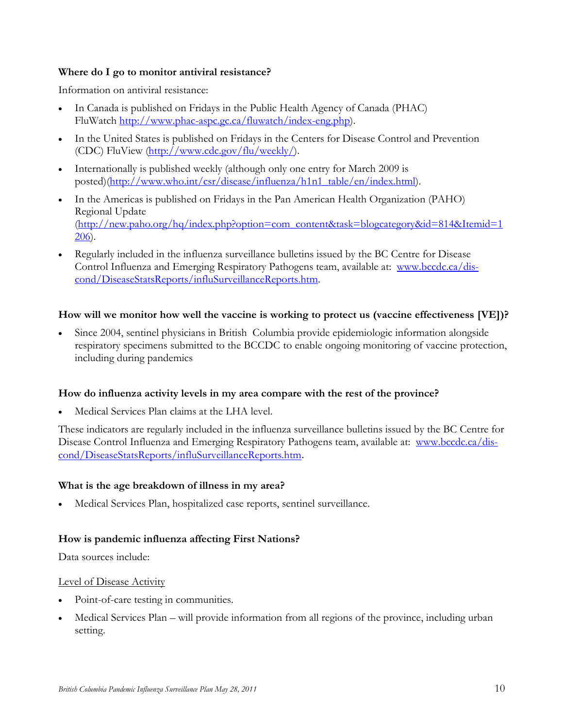**Where do I go to monitor antiviral resistance?**

Information on antiviral resistance:

- In Canada is published on Fridays in the Public Health Agency of Canada (PHAC) FluWatch http://www.phac-aspc.gc.ca/fluwatch/index-eng.php).
- In the United States is published on Fridays in the Centers for Disease Control and Prevention (CDC) FluView (http://www.cdc.gov/flu/weekly/).
- Internationally is published weekly (although only one entry for March 2009 is posted)(http://www.who.int/csr/disease/influenza/h1n1_table/en/index.html).
- In the Americas is published on Fridays in the Pan American Health Organization (PAHO) Regional Update (http://new.paho.org/hq/index.php?option=com_content&task=blogcategory&id=814&Itemid=1206).
- Regularly included in the influenza surveillance bulletins issued by the BC Centre for Disease Control Influenza and Emerging Respiratory Pathogens team, available at: www.bccdc.ca/dis-cond/DiseaseStatsReports/influSurveillanceReports.htm.

**How will we monitor how well the vaccine is working to protect us (vaccine effectiveness [VE])?**

- Since 2004, sentinel physicians in British Columbia provide epidemiologic information alongside respiratory specimens submitted to the BCCDC to enable ongoing monitoring of vaccine protection, including during pandemics

**How do influenza activity levels in my area compare with the rest of the province?**

- Medical Services Plan claims at the LHA level.

These indicators are regularly included in the influenza surveillance bulletins issued by the BC Centre for Disease Control Influenza and Emerging Respiratory Pathogens team, available at: www.bccdc.ca/dis-cond/DiseaseStatsReports/influSurveillanceReports.htm.

**What is the age breakdown of illness in my area?**

- Medical Services Plan, hospitalized case reports, sentinel surveillance.

**How is pandemic influenza affecting First Nations?**

Data sources include:

<u>Level of Disease Activity</u>

- Point-of-care testing in communities.
- Medical Services Plan – will provide information from all regions of the province, including urban setting.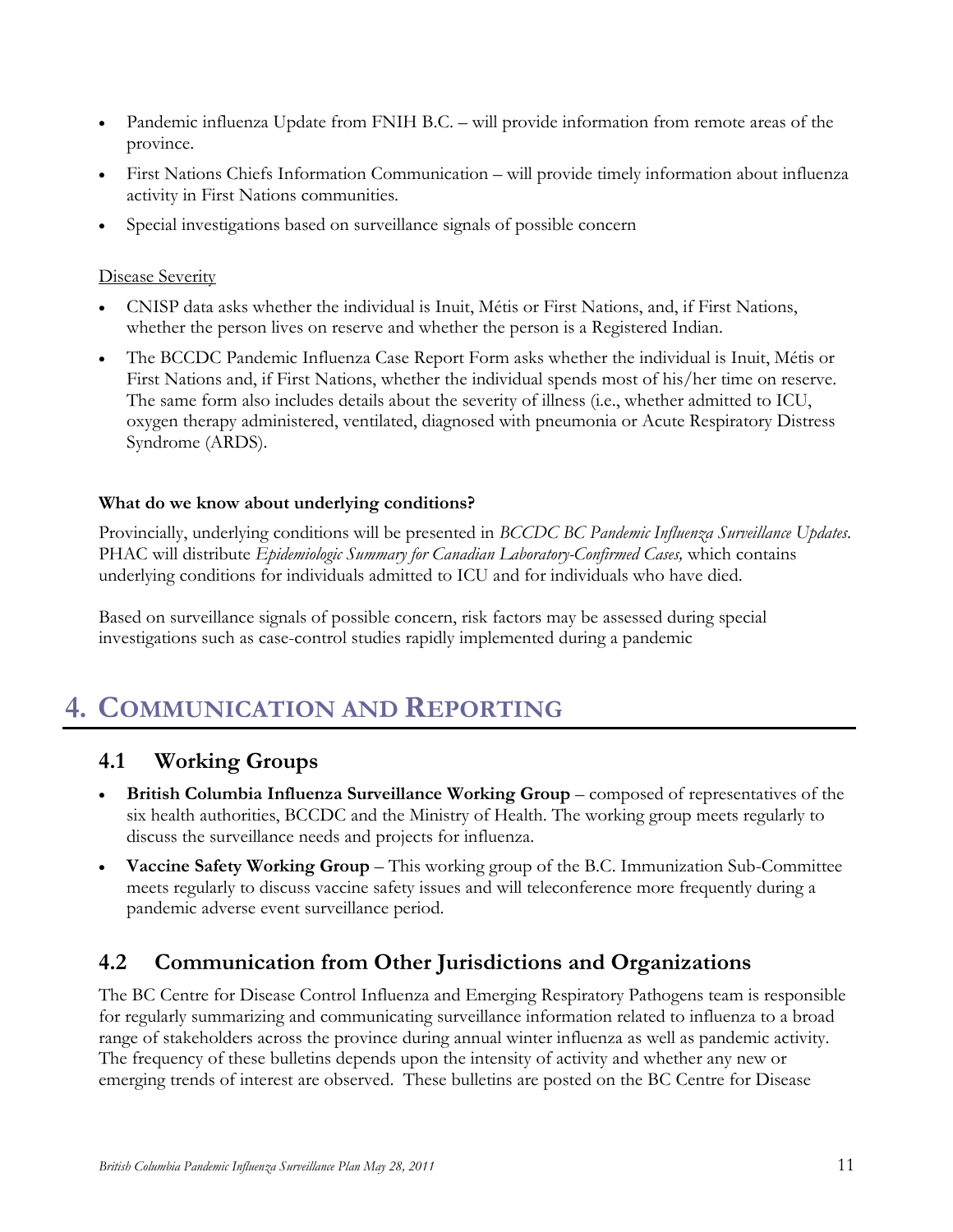- Pandemic influenza Update from FNIH B.C. – will provide information from remote areas of the province.
- First Nations Chiefs Information Communication – will provide timely information about influenza activity in First Nations communities.
- Special investigations based on surveillance signals of possible concern

Disease Severity

- CNISP data asks whether the individual is Inuit, Métis or First Nations, and, if First Nations, whether the person lives on reserve and whether the person is a Registered Indian.
- The BCCDC Pandemic Influenza Case Report Form asks whether the individual is Inuit, Métis or First Nations and, if First Nations, whether the individual spends most of his/her time on reserve. The same form also includes details about the severity of illness (i.e., whether admitted to ICU, oxygen therapy administered, ventilated, diagnosed with pneumonia or Acute Respiratory Distress Syndrome (ARDS).

**What do we know about underlying conditions?**

Provincially, underlying conditions will be presented in *BCCDC BC Pandemic Influenza Surveillance Updates*. PHAC will distribute *Epidemiologic Summary for Canadian Laboratory-Confirmed Cases,* which contains underlying conditions for individuals admitted to ICU and for individuals who have died.

Based on surveillance signals of possible concern, risk factors may be assessed during special investigations such as case-control studies rapidly implemented during a pandemic

# 4. Communication and Reporting

## 4.1 Working Groups

- **British Columbia Influenza Surveillance Working Group** – composed of representatives of the six health authorities, BCCDC and the Ministry of Health. The working group meets regularly to discuss the surveillance needs and projects for influenza.
- **Vaccine Safety Working Group** – This working group of the B.C. Immunization Sub-Committee meets regularly to discuss vaccine safety issues and will teleconference more frequently during a pandemic adverse event surveillance period.

## 4.2 Communication from Other Jurisdictions and Organizations

The BC Centre for Disease Control Influenza and Emerging Respiratory Pathogens team is responsible for regularly summarizing and communicating surveillance information related to influenza to a broad range of stakeholders across the province during annual winter influenza as well as pandemic activity. The frequency of these bulletins depends upon the intensity of activity and whether any new or emerging trends of interest are observed. These bulletins are posted on the BC Centre for Disease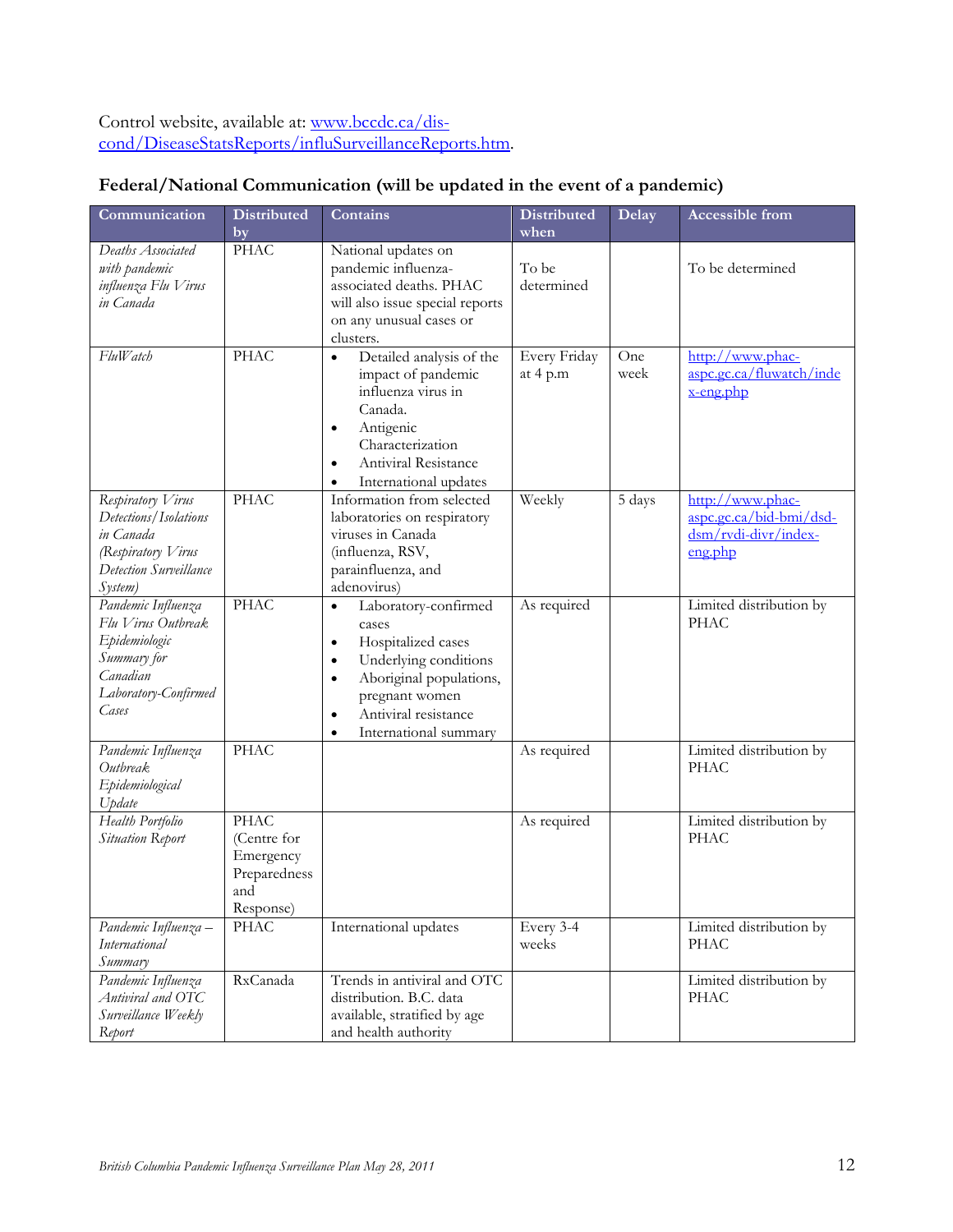Control website, available at: [www.bccdc.ca/dis-cond/DiseaseStatsReports/influSurveillanceReports.htm](www.bccdc.ca/dis-cond/DiseaseStatsReports/influSurveillanceReports.htm).

**Federal/National Communication (will be updated in the event of a pandemic)**

| Communication | Distributed by | Contains | Distributed when | Delay | Accessible from |
|---|---|---|---|---|---|
| *Deaths Associated with pandemic influenza Flu Virus in Canada* | PHAC | National updates on pandemic influenza-associated deaths. PHAC will also issue special reports on any unusual cases or clusters. | To be determined | | To be determined |
| *FluWatch* | PHAC | • Detailed analysis of the impact of pandemic influenza virus in Canada.<br>• Antigenic Characterization<br>• Antiviral Resistance<br>• International updates | Every Friday at 4 p.m | One week | [http://www.phac-aspc.gc.ca/fluwatch/index-eng.php](http://www.phac-aspc.gc.ca/fluwatch/index-eng.php) |
| *Respiratory Virus Detections/Isolations in Canada (Respiratory Virus Detection Surveillance System)* | PHAC | Information from selected laboratories on respiratory viruses in Canada (influenza, RSV, parainfluenza, and adenovirus) | Weekly | 5 days | [http://www.phac-aspc.gc.ca/bid-bmi/dsd-dsm/rvdi-divr/index-eng.php](http://www.phac-aspc.gc.ca/bid-bmi/dsd-dsm/rvdi-divr/index-eng.php) |
| *Pandemic Influenza Flu Virus Outbreak Epidemiologic Summary for Canadian Laboratory-Confirmed Cases* | PHAC | • Laboratory-confirmed cases<br>• Hospitalized cases<br>• Underlying conditions<br>• Aboriginal populations, pregnant women<br>• Antiviral resistance<br>• International summary | As required | | Limited distribution by PHAC |
| *Pandemic Influenza Outbreak Epidemiological Update* | PHAC | | As required | | Limited distribution by PHAC |
| *Health Portfolio Situation Report* | PHAC (Centre for Emergency Preparedness and Response) | | As required | | Limited distribution by PHAC |
| *Pandemic Influenza – International Summary* | PHAC | International updates | Every 3-4 weeks | | Limited distribution by PHAC |
| *Pandemic Influenza Antiviral and OTC Surveillance Weekly Report* | RxCanada | Trends in antiviral and OTC distribution. B.C. data available, stratified by age and health authority | | | Limited distribution by PHAC |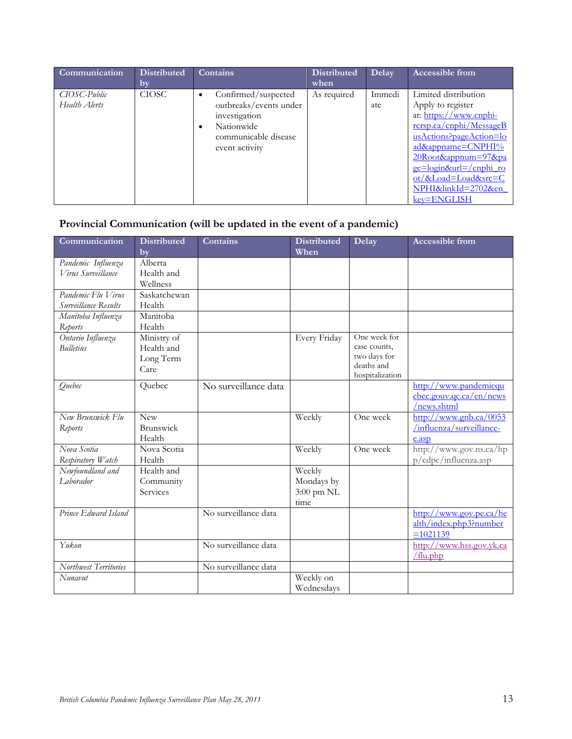| Communication | Distributed by | Contains | Distributed when | Delay | Accessible from |
|---|---|---|---|---|---|
| *CIOSC-Public Health Alerts* | CIOSC | • Confirmed/suspected outbreaks/events under investigation<br>• Nationwide communicable disease event activity | As required | Immediate | Limited distribution Apply to register at: https://www.cnphi-rcrsp.ca/cnphi/MessageBusActions?pageAction=load&appname=CNPHI%20Root&appnum=97&page=login&url=/cnphi_root/&Load=Load&src=CNPHI&linkId=2702&en_key=ENGLISH |

## Provincial Communication (will be updated in the event of a pandemic)

| Communication | Distributed by | Contains | Distributed When | Delay | Accessible from |
|---|---|---|---|---|---|
| *Pandemic Influenza Virus Surveillance* | Alberta Health and Wellness | | | | |
| *Pandemic Flu Virus Surveillance Results* | Saskatchewan Health | | | | |
| *Manitoba Influenza Reports* | Manitoba Health | | | | |
| *Ontario Influenza Bulletins* | Ministry of Health and Long Term Care | | Every Friday | One week for case counts, two days for deaths and hospitalization | |
| *Quebec* | Quebec | No surveillance data | | | http://www.pandemiequebec.gouv.qc.ca/en/news/news.shtml |
| *New Brunswick Flu Reports* | New Brunswick Health | | Weekly | One week | http://www.gnb.ca/0053/influenza/surveillance-e.asp |
| *Nova Scotia Respiratory Watch* | Nova Scotia Health | | Weekly | One week | http://www.gov.ns.ca/hpp/cdpc/influenza.asp |
| *Newfoundland and Laborador* | Health and Community Services | | Weekly Mondays by 3:00 pm NL time | | |
| *Prince Edward Island* | | No surveillance data | | | http://www.gov.pe.ca/health/index.php3?number=1021139 |
| *Yukon* | | No surveillance data | | | http://www.hss.gov.yk.ca/flu.php |
| *Northwest Territories* | | No surveillance data | | | |
| *Nunavut* | | | Weekly on Wednesdays | | |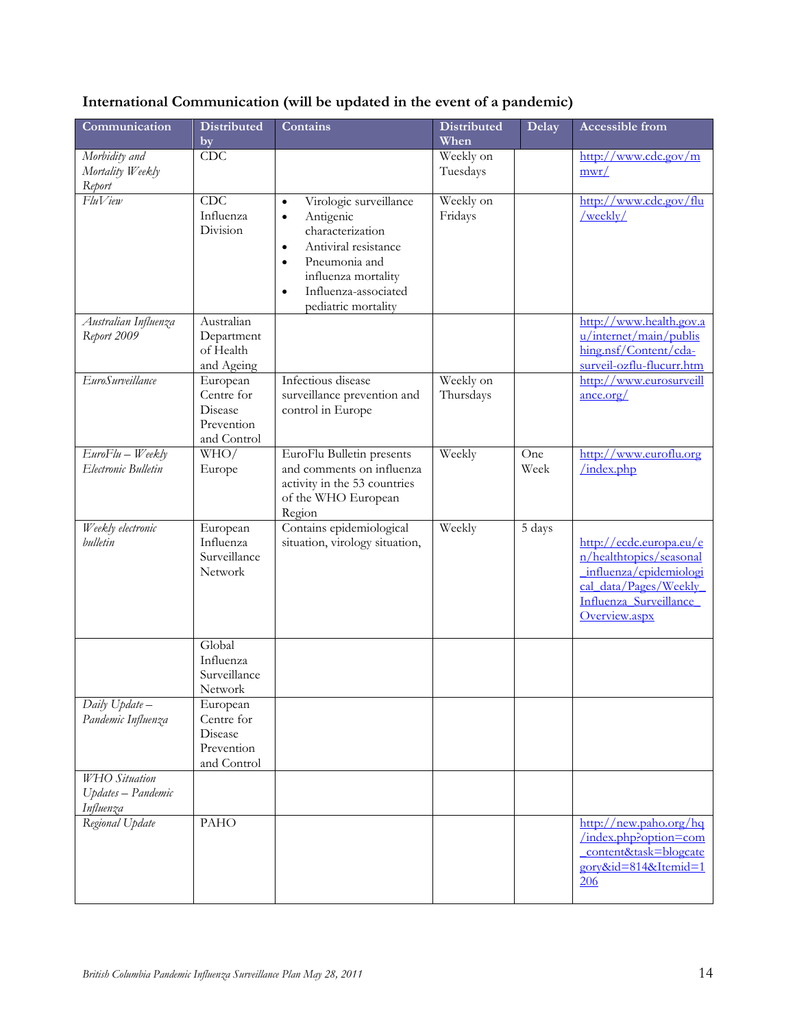**International Communication (will be updated in the event of a pandemic)**

| Communication | Distributed by | Contains | Distributed When | Delay | Accessible from |
|---|---|---|---|---|---|
| *Morbidity and Mortality Weekly Report* | CDC | | Weekly on Tuesdays | | http://www.cdc.gov/mmwr/ |
| *FluView* | CDC Influenza Division | • Virologic surveillance<br>• Antigenic characterization<br>• Antiviral resistance<br>• Pneumonia and influenza mortality<br>• Influenza-associated pediatric mortality | Weekly on Fridays | | http://www.cdc.gov/flu/weekly/ |
| *Australian Influenza Report 2009* | Australian Department of Health and Ageing | | | | http://www.health.gov.au/internet/main/publishing.nsf/Content/cda-surveil-ozflu-flucurr.htm |
| *EuroSurveillance* | European Centre for Disease Prevention and Control | Infectious disease surveillance prevention and control in Europe | Weekly on Thursdays | | http://www.eurosurveillance.org/ |
| *EuroFlu – Weekly Electronic Bulletin* | WHO/ Europe | EuroFlu Bulletin presents and comments on influenza activity in the 53 countries of the WHO European Region | Weekly | One Week | http://www.euroflu.org/index.php |
| *Weekly electronic bulletin* | European Influenza Surveillance Network | Contains epidemiological situation, virology situation, | Weekly | 5 days | http://ecdc.europa.eu/en/healthtopics/seasonal_influenza/epidemiological_data/Pages/Weekly_Influenza_Surveillance_Overview.aspx |
| | Global Influenza Surveillance Network | | | | |
| *Daily Update – Pandemic Influenza* | European Centre for Disease Prevention and Control | | | | |
| *WHO Situation Updates – Pandemic Influenza* | | | | | |
| *Regional Update* | PAHO | | | | http://new.paho.org/hq/index.php?option=com_content&task=blogcategory&id=814&Itemid=1206 |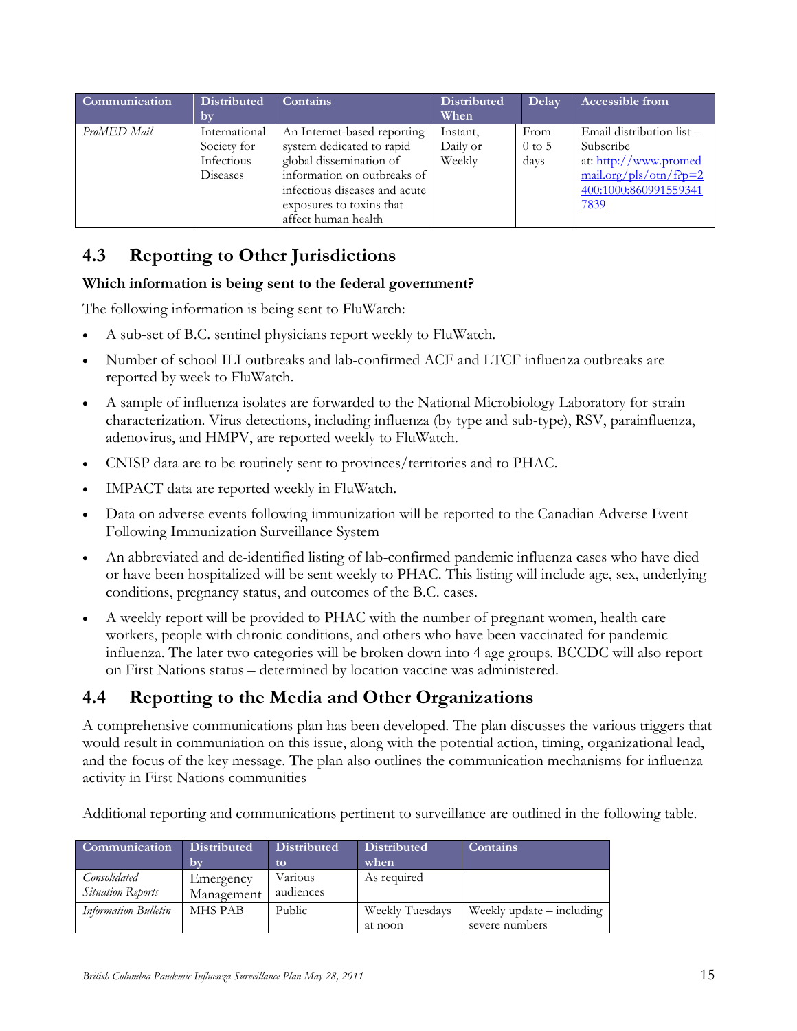| Communication | Distributed by | Contains | Distributed When | Delay | Accessible from |
|---|---|---|---|---|---|
| *ProMED Mail* | International Society for Infectious Diseases | An Internet-based reporting system dedicated to rapid global dissemination of information on outbreaks of infectious diseases and acute exposures to toxins that affect human health | Instant, Daily or Weekly | From 0 to 5 days | Email distribution list – Subscribe at: http://www.promedmail.org/pls/otn/f?p=2400:1000:8609915593417839 |

## 4.3 Reporting to Other Jurisdictions

**Which information is being sent to the federal government?**

The following information is being sent to FluWatch:

- A sub-set of B.C. sentinel physicians report weekly to FluWatch.
- Number of school ILI outbreaks and lab-confirmed ACF and LTCF influenza outbreaks are reported by week to FluWatch.
- A sample of influenza isolates are forwarded to the National Microbiology Laboratory for strain characterization. Virus detections, including influenza (by type and sub-type), RSV, parainfluenza, adenovirus, and HMPV, are reported weekly to FluWatch.
- CNISP data are to be routinely sent to provinces/territories and to PHAC.
- IMPACT data are reported weekly in FluWatch.
- Data on adverse events following immunization will be reported to the Canadian Adverse Event Following Immunization Surveillance System
- An abbreviated and de-identified listing of lab-confirmed pandemic influenza cases who have died or have been hospitalized will be sent weekly to PHAC. This listing will include age, sex, underlying conditions, pregnancy status, and outcomes of the B.C. cases.
- A weekly report will be provided to PHAC with the number of pregnant women, health care workers, people with chronic conditions, and others who have been vaccinated for pandemic influenza. The later two categories will be broken down into 4 age groups. BCCDC will also report on First Nations status – determined by location vaccine was administered.

## 4.4 Reporting to the Media and Other Organizations

A comprehensive communications plan has been developed. The plan discusses the various triggers that would result in communiation on this issue, along with the potential action, timing, organizational lead, and the focus of the key message. The plan also outlines the communication mechanisms for influenza activity in First Nations communities

Additional reporting and communications pertinent to surveillance are outlined in the following table.

| Communication | Distributed by | Distributed to | Distributed when | Contains |
|---|---|---|---|---|
| *Consolidated Situation Reports* | Emergency Management | Various audiences | As required | |
| *Information Bulletin* | MHS PAB | Public | Weekly Tuesdays at noon | Weekly update – including severe numbers |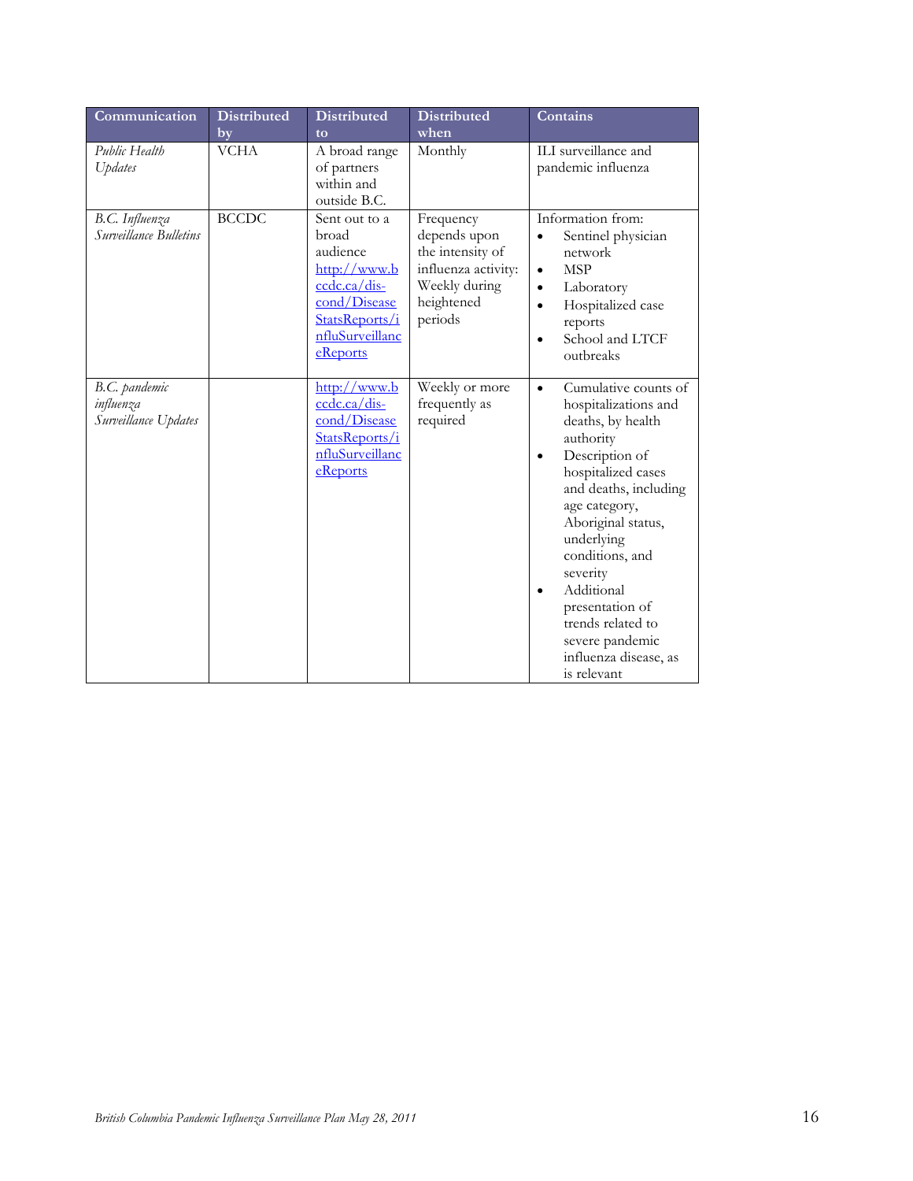| Communication | Distributed by | Distributed to | Distributed when | Contains |
|---|---|---|---|---|
| *Public Health Updates* | VCHA | A broad range of partners within and outside B.C. | Monthly | ILI surveillance and pandemic influenza |
| *B.C. Influenza Surveillance Bulletins* | BCCDC | Sent out to a broad audience http://www.bccdc.ca/dis-cond/DiseaseStatsReports/influSurveillanceReports | Frequency depends upon the intensity of influenza activity: Weekly during heightened periods | Information from: <br>• Sentinel physician network <br>• MSP <br>• Laboratory <br>• Hospitalized case reports <br>• School and LTCF outbreaks |
| *B.C. pandemic influenza Surveillance Updates* | | http://www.bccdc.ca/dis-cond/DiseaseStatsReports/influSurveillanceReports | Weekly or more frequently as required | • Cumulative counts of hospitalizations and deaths, by health authority <br>• Description of hospitalized cases and deaths, including age category, Aboriginal status, underlying conditions, and severity <br>• Additional presentation of trends related to severe pandemic influenza disease, as is relevant |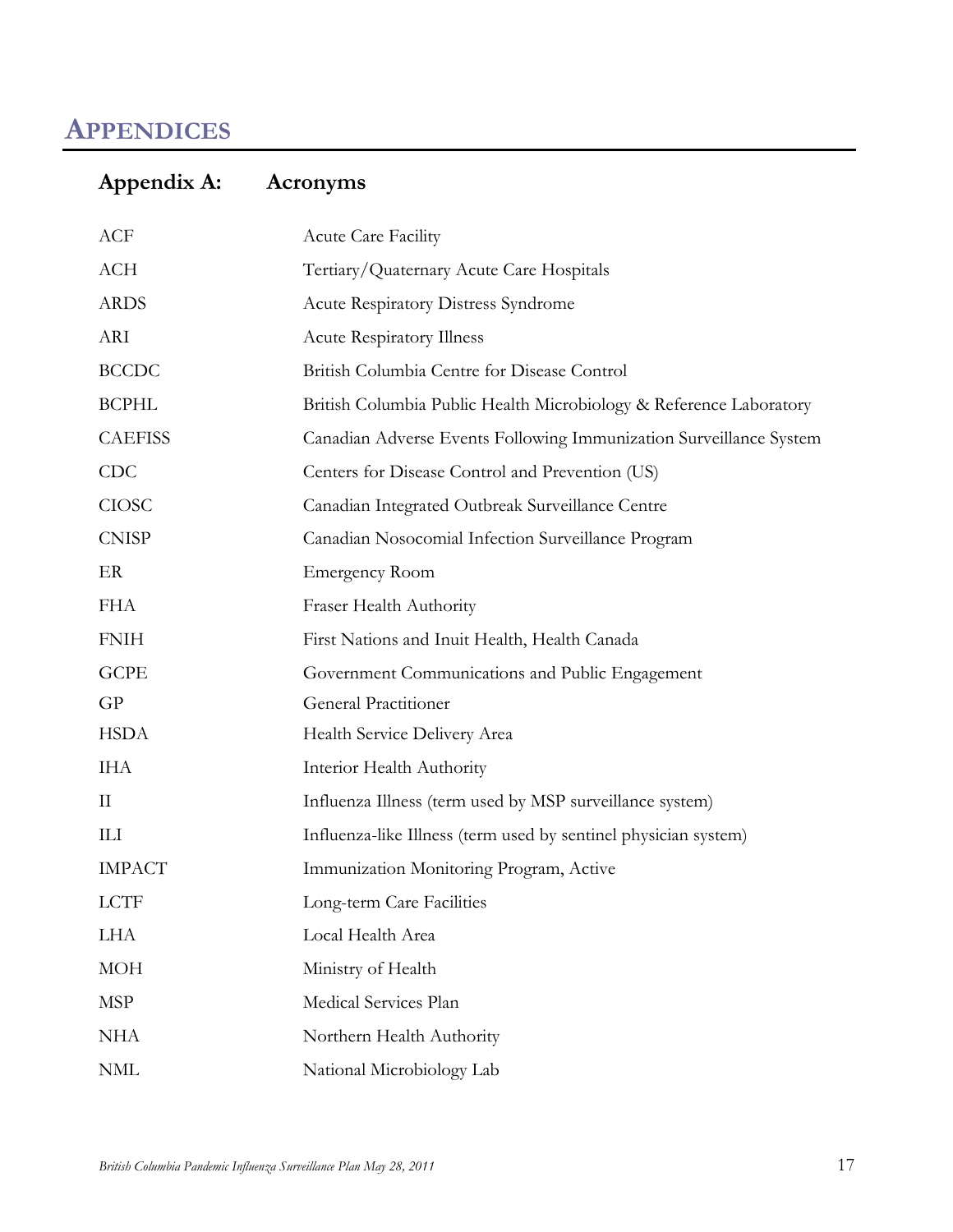# APPENDICES

## Appendix A: Acronyms

| | |
|---|---|
| ACF | Acute Care Facility |
| ACH | Tertiary/Quaternary Acute Care Hospitals |
| ARDS | Acute Respiratory Distress Syndrome |
| ARI | Acute Respiratory Illness |
| BCCDC | British Columbia Centre for Disease Control |
| BCPHL | British Columbia Public Health Microbiology & Reference Laboratory |
| CAEFISS | Canadian Adverse Events Following Immunization Surveillance System |
| CDC | Centers for Disease Control and Prevention (US) |
| CIOSC | Canadian Integrated Outbreak Surveillance Centre |
| CNISP | Canadian Nosocomial Infection Surveillance Program |
| ER | Emergency Room |
| FHA | Fraser Health Authority |
| FNIH | First Nations and Inuit Health, Health Canada |
| GCPE | Government Communications and Public Engagement |
| GP | General Practitioner |
| HSDA | Health Service Delivery Area |
| IHA | Interior Health Authority |
| II | Influenza Illness (term used by MSP surveillance system) |
| ILI | Influenza-like Illness (term used by sentinel physician system) |
| IMPACT | Immunization Monitoring Program, Active |
| LCTF | Long-term Care Facilities |
| LHA | Local Health Area |
| MOH | Ministry of Health |
| MSP | Medical Services Plan |
| NHA | Northern Health Authority |
| NML | National Microbiology Lab |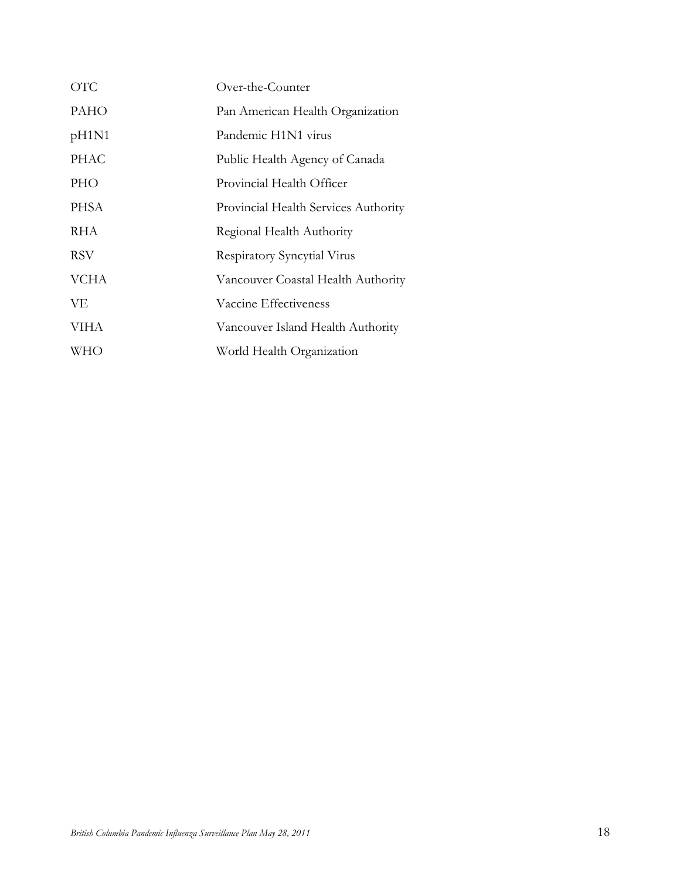| | |
|---|---|
| OTC | Over-the-Counter |
| PAHO | Pan American Health Organization |
| pH1N1 | Pandemic H1N1 virus |
| PHAC | Public Health Agency of Canada |
| PHO | Provincial Health Officer |
| PHSA | Provincial Health Services Authority |
| RHA | Regional Health Authority |
| RSV | Respiratory Syncytial Virus |
| VCHA | Vancouver Coastal Health Authority |
| VE | Vaccine Effectiveness |
| VIHA | Vancouver Island Health Authority |
| WHO | World Health Organization |